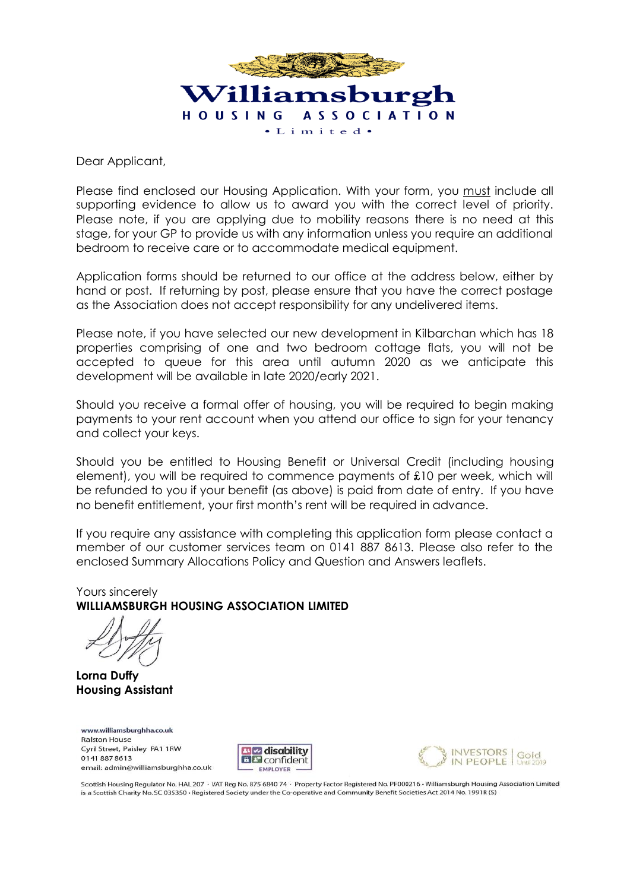# Williamsburgh
## HOUSING ASSOCIATION
•Limited•

Dear Applicant,

Please find enclosed our Housing Application. With your form, you must include all supporting evidence to allow us to award you with the correct level of priority. Please note, if you are applying due to mobility reasons there is no need at this stage, for your GP to provide us with any information unless you require an additional bedroom to receive care or to accommodate medical equipment.

Application forms should be returned to our office at the address below, either by hand or post. If returning by post, please ensure that you have the correct postage as the Association does not accept responsibility for any undelivered items.

Please note, if you have selected our new development in Kilbarchan which has 18 properties comprising of one and two bedroom cottage flats, you will not be accepted to queue for this area until autumn 2020 as we anticipate this development will be available in late 2020/early 2021.

Should you receive a formal offer of housing, you will be required to begin making payments to your rent account when you attend our office to sign for your tenancy and collect your keys.

Should you be entitled to Housing Benefit or Universal Credit (including housing element), you will be required to commence payments of £10 per week, which will be refunded to you if your benefit (as above) is paid from date of entry. If you have no benefit entitlement, your first month's rent will be required in advance.

If you require any assistance with completing this application form please contact a member of our customer services team on 0141 887 8613. Please also refer to the enclosed Summary Allocations Policy and Question and Answers leaflets.

Yours sincerely
**WILLIAMSBURGH HOUSING ASSOCIATION LIMITED**

**Lorna Duffy**
**Housing Assistant**

www.williamsburghha.co.uk
Ralston House
Cyril Street, Paisley PA1 1RW
0141 887 8613
email: admin@williamsburghha.co.uk

disability confident EMPLOYER

INVESTORS IN PEOPLE | Gold Until 2019

Scottish Housing Regulator No. HAL 207 · VAT Reg No. 875 6840 74 · Property Factor Registered No. PF000216 · Williamsburgh Housing Association Limited is a Scottish Charity No. SC 035350 · Registered Society under the Co-operative and Community Benefit Societies Act 2014 No. 1991R (S)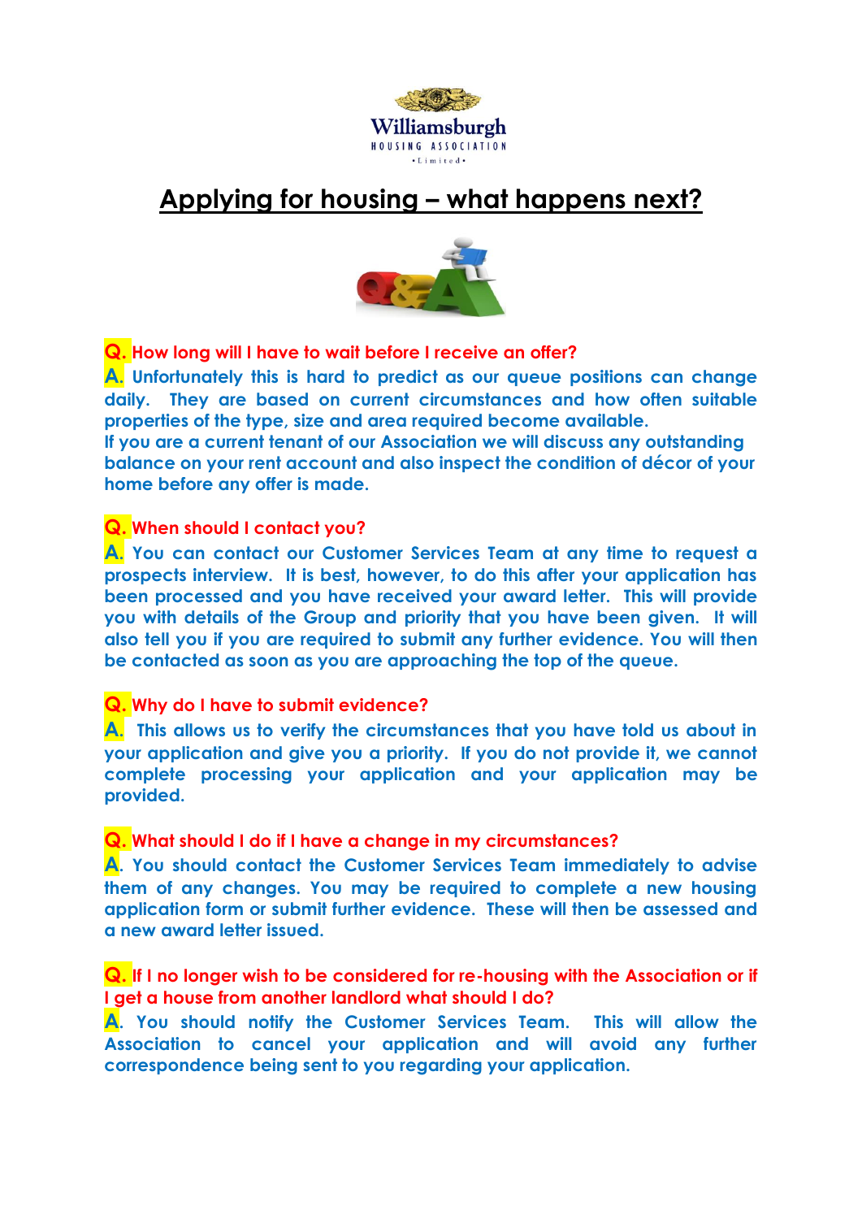Williamsburgh

HOUSING ASSOCIATION

•Limited•

# Applying for housing – what happens next?

**Q. How long will I have to wait before I receive an offer?**

**A.** Unfortunately this is hard to predict as our queue positions can change daily. They are based on current circumstances and how often suitable properties of the type, size and area required become available.

If you are a current tenant of our Association we will discuss any outstanding balance on your rent account and also inspect the condition of décor of your home before any offer is made.

**Q. When should I contact you?**

**A.** You can contact our Customer Services Team at any time to request a prospects interview. It is best, however, to do this after your application has been processed and you have received your award letter. This will provide you with details of the Group and priority that you have been given. It will also tell you if you are required to submit any further evidence. You will then be contacted as soon as you are approaching the top of the queue.

**Q. Why do I have to submit evidence?**

**A.** This allows us to verify the circumstances that you have told us about in your application and give you a priority. If you do not provide it, we cannot complete processing your application and your application may be provided.

**Q. What should I do if I have a change in my circumstances?**

**A.** You should contact the Customer Services Team immediately to advise them of any changes. You may be required to complete a new housing application form or submit further evidence. These will then be assessed and a new award letter issued.

**Q. If I no longer wish to be considered for re-housing with the Association or if I get a house from another landlord what should I do?**

**A.** You should notify the Customer Services Team. This will allow the Association to cancel your application and will avoid any further correspondence being sent to you regarding your application.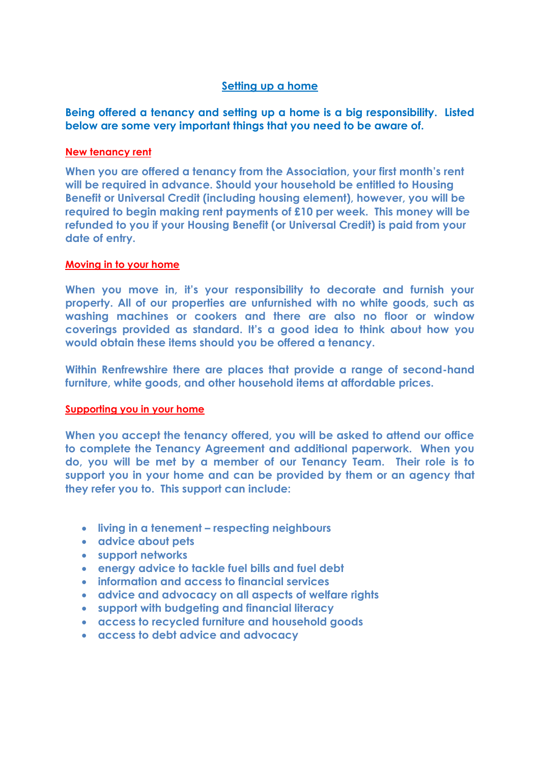## Setting up a home

**Being offered a tenancy and setting up a home is a big responsibility. Listed below are some very important things that you need to be aware of.**

### New tenancy rent

**When you are offered a tenancy from the Association, your first month's rent will be required in advance. Should your household be entitled to Housing Benefit or Universal Credit (including housing element), however, you will be required to begin making rent payments of £10 per week. This money will be refunded to you if your Housing Benefit (or Universal Credit) is paid from your date of entry.**

### Moving in to your home

**When you move in, it's your responsibility to decorate and furnish your property. All of our properties are unfurnished with no white goods, such as washing machines or cookers and there are also no floor or window coverings provided as standard. It's a good idea to think about how you would obtain these items should you be offered a tenancy.**

**Within Renfrewshire there are places that provide a range of second-hand furniture, white goods, and other household items at affordable prices.**

### Supporting you in your home

**When you accept the tenancy offered, you will be asked to attend our office to complete the Tenancy Agreement and additional paperwork. When you do, you will be met by a member of our Tenancy Team. Their role is to support you in your home and can be provided by them or an agency that they refer you to. This support can include:**

- **living in a tenement – respecting neighbours**
- **advice about pets**
- **support networks**
- **energy advice to tackle fuel bills and fuel debt**
- **information and access to financial services**
- **advice and advocacy on all aspects of welfare rights**
- **support with budgeting and financial literacy**
- **access to recycled furniture and household goods**
- **access to debt advice and advocacy**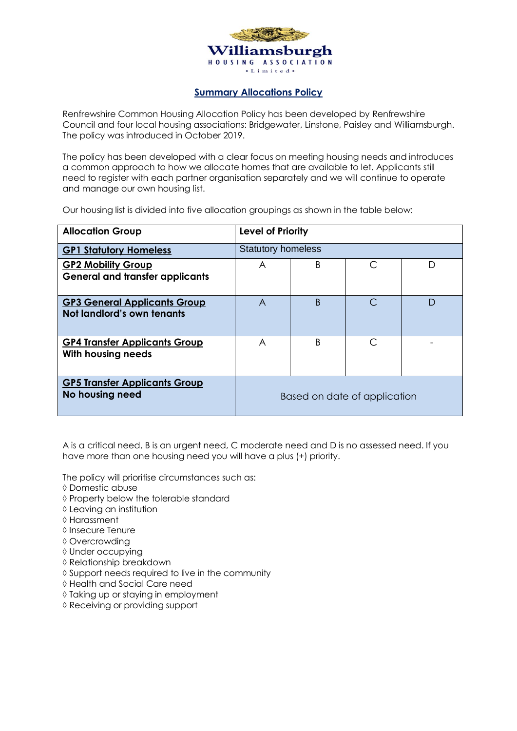# Williamsburgh HOUSING ASSOCIATION Limited

## Summary Allocations Policy

Renfrewshire Common Housing Allocation Policy has been developed by Renfrewshire Council and four local housing associations: Bridgewater, Linstone, Paisley and Williamsburgh. The policy was introduced in October 2019.

The policy has been developed with a clear focus on meeting housing needs and introduces a common approach to how we allocate homes that are available to let. Applicants still need to register with each partner organisation separately and we will continue to operate and manage our own housing list.

Our housing list is divided into five allocation groupings as shown in the table below:

| Allocation Group | Level of Priority | | | |
|---|---|---|---|---|
| **GP1 Statutory Homeless** | Statutory homeless | | | |
| **GP2 Mobility Group** **General and transfer applicants** | A | B | C | D |
| **GP3 General Applicants Group** **Not landlord's own tenants** | A | B | C | D |
| **GP4 Transfer Applicants Group** **With housing needs** | A | B | C | - |
| **GP5 Transfer Applicants Group** **No housing need** | Based on date of application | | | |

A is a critical need, B is an urgent need, C moderate need and D is no assessed need. If you have more than one housing need you will have a plus (+) priority.

The policy will prioritise circumstances such as:

◊ Domestic abuse
◊ Property below the tolerable standard
◊ Leaving an institution
◊ Harassment
◊ Insecure Tenure
◊ Overcrowding
◊ Under occupying
◊ Relationship breakdown
◊ Support needs required to live in the community
◊ Health and Social Care need
◊ Taking up or staying in employment
◊ Receiving or providing support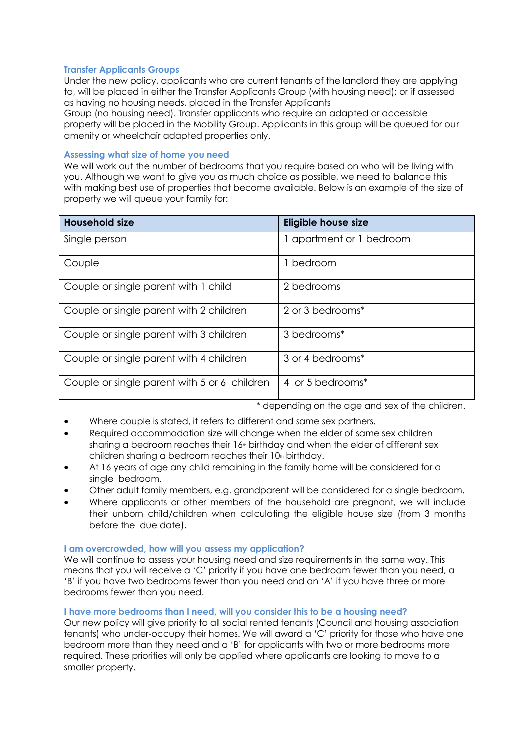### Transfer Applicants Groups

Under the new policy, applicants who are current tenants of the landlord they are applying to, will be placed in either the Transfer Applicants Group (with housing need); or if assessed as having no housing needs, placed in the Transfer Applicants Group (no housing need). Transfer applicants who require an adapted or accessible property will be placed in the Mobility Group. Applicants in this group will be queued for our amenity or wheelchair adapted properties only.

### Assessing what size of home you need

We will work out the number of bedrooms that you require based on who will be living with you. Although we want to give you as much choice as possible, we need to balance this with making best use of properties that become available. Below is an example of the size of property we will queue your family for:

| Household size | Eligible house size |
|---|---|
| Single person | 1 apartment or 1 bedroom |
| Couple | 1 bedroom |
| Couple or single parent with 1 child | 2 bedrooms |
| Couple or single parent with 2 children | 2 or 3 bedrooms* |
| Couple or single parent with 3 children | 3 bedrooms* |
| Couple or single parent with 4 children | 3 or 4 bedrooms* |
| Couple or single parent with 5 or 6 children | 4 or 5 bedrooms* |

\* depending on the age and sex of the children.

- Where couple is stated, it refers to different and same sex partners.
- Required accommodation size will change when the elder of same sex children sharing a bedroom reaches their 16th birthday and when the elder of different sex children sharing a bedroom reaches their 10th birthday.
- At 16 years of age any child remaining in the family home will be considered for a single bedroom.
- Other adult family members, e.g. grandparent will be considered for a single bedroom.
- Where applicants or other members of the household are pregnant, we will include their unborn child/children when calculating the eligible house size (from 3 months before the due date).

### I am overcrowded, how will you assess my application?

We will continue to assess your housing need and size requirements in the same way. This means that you will receive a 'C' priority if you have one bedroom fewer than you need, a 'B' if you have two bedrooms fewer than you need and an 'A' if you have three or more bedrooms fewer than you need.

### I have more bedrooms than I need, will you consider this to be a housing need?

Our new policy will give priority to all social rented tenants (Council and housing association tenants) who under-occupy their homes. We will award a 'C' priority for those who have one bedroom more than they need and a 'B' for applicants with two or more bedrooms more required. These priorities will only be applied where applicants are looking to move to a smaller property.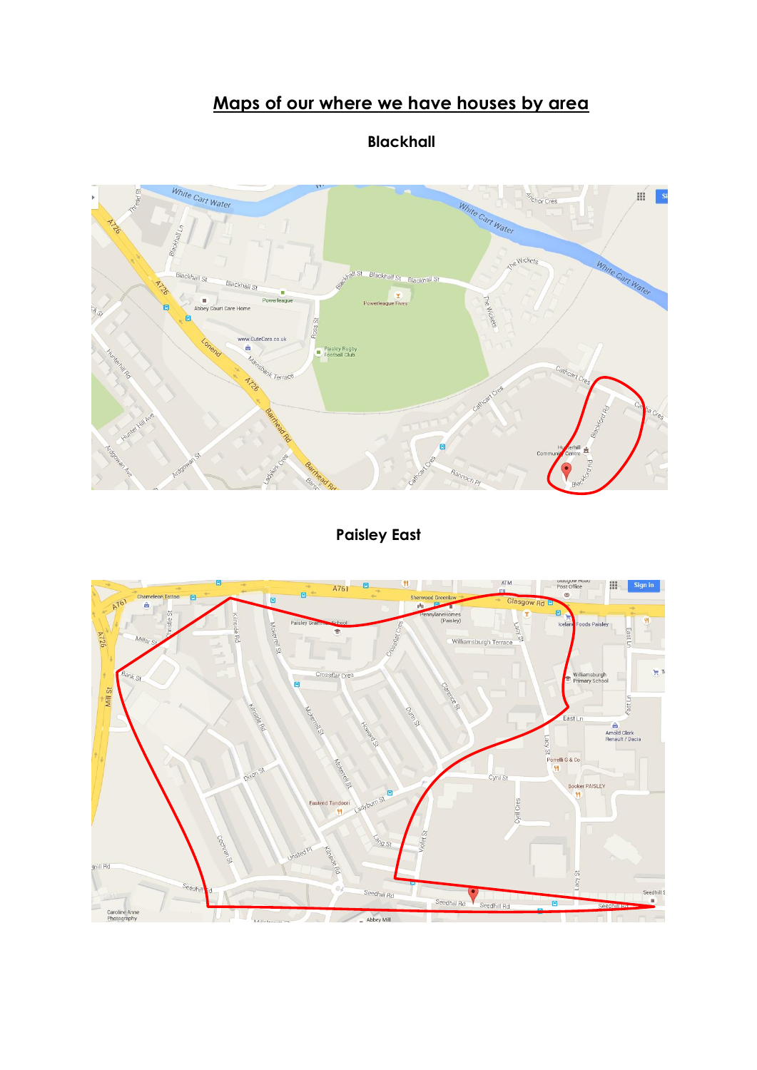# Maps of our where we have houses by area

## Blackhall

## Paisley East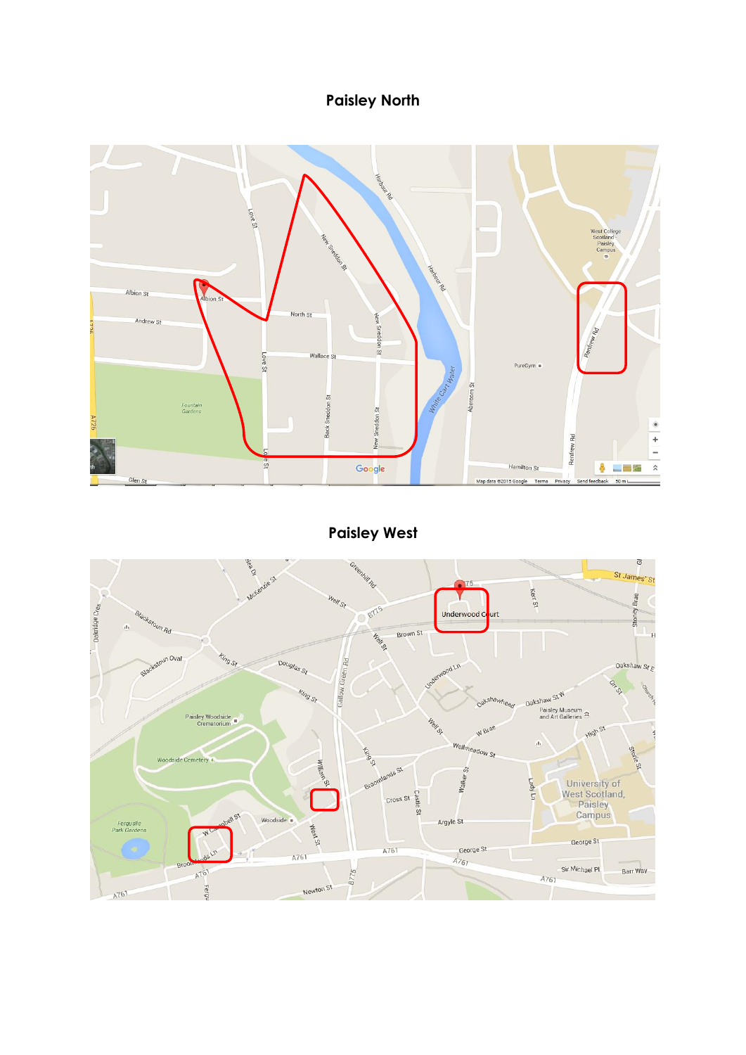**Paisley North**

**Paisley West**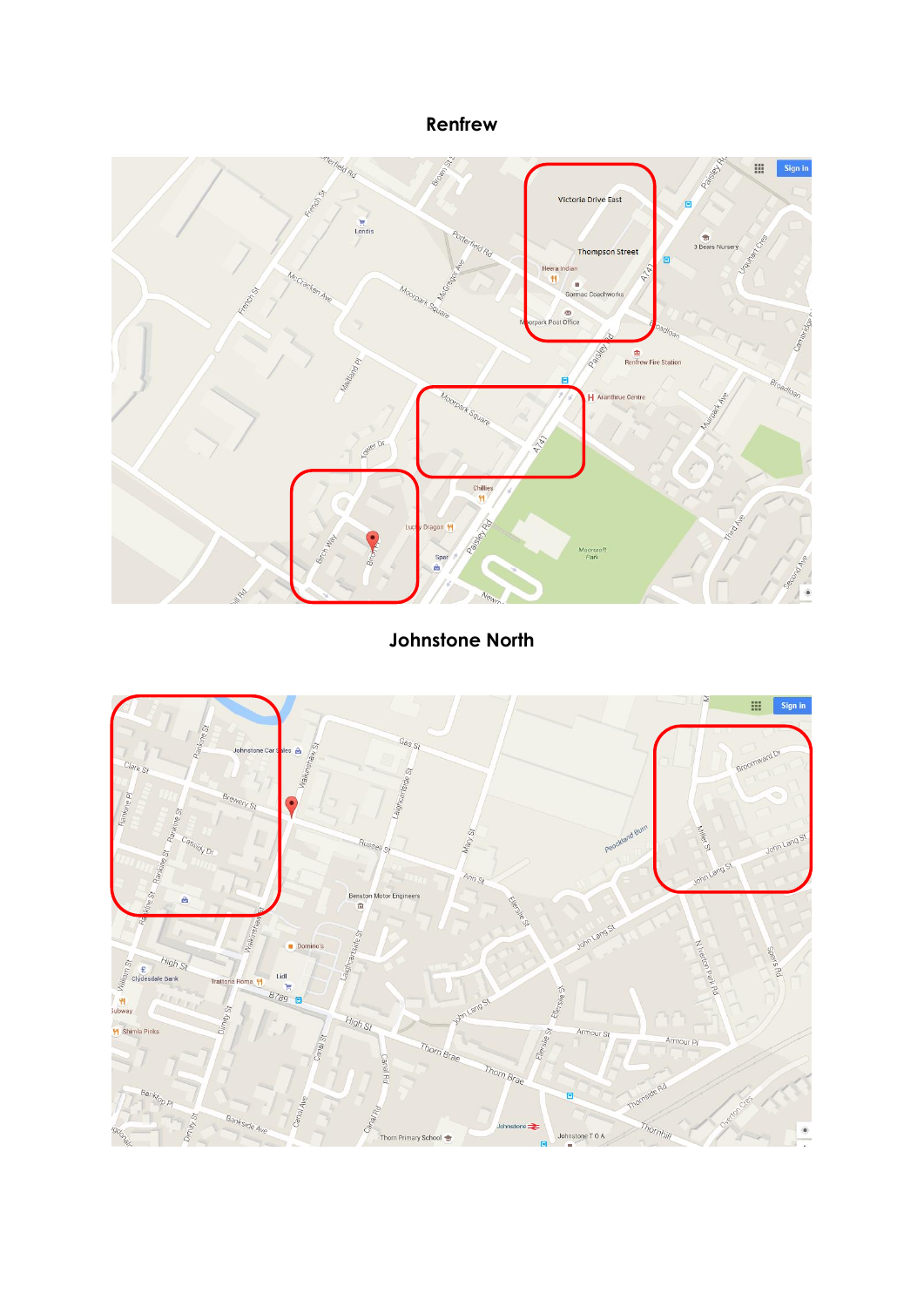## Renfrew

## Johnstone North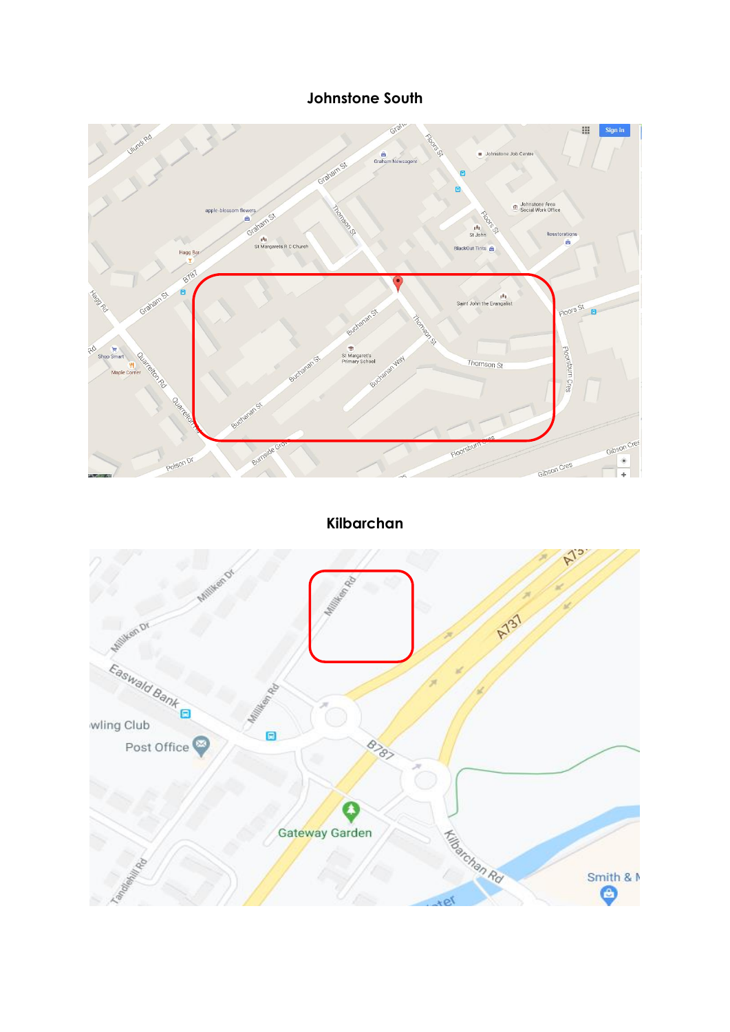## Johnstone South

## Kilbarchan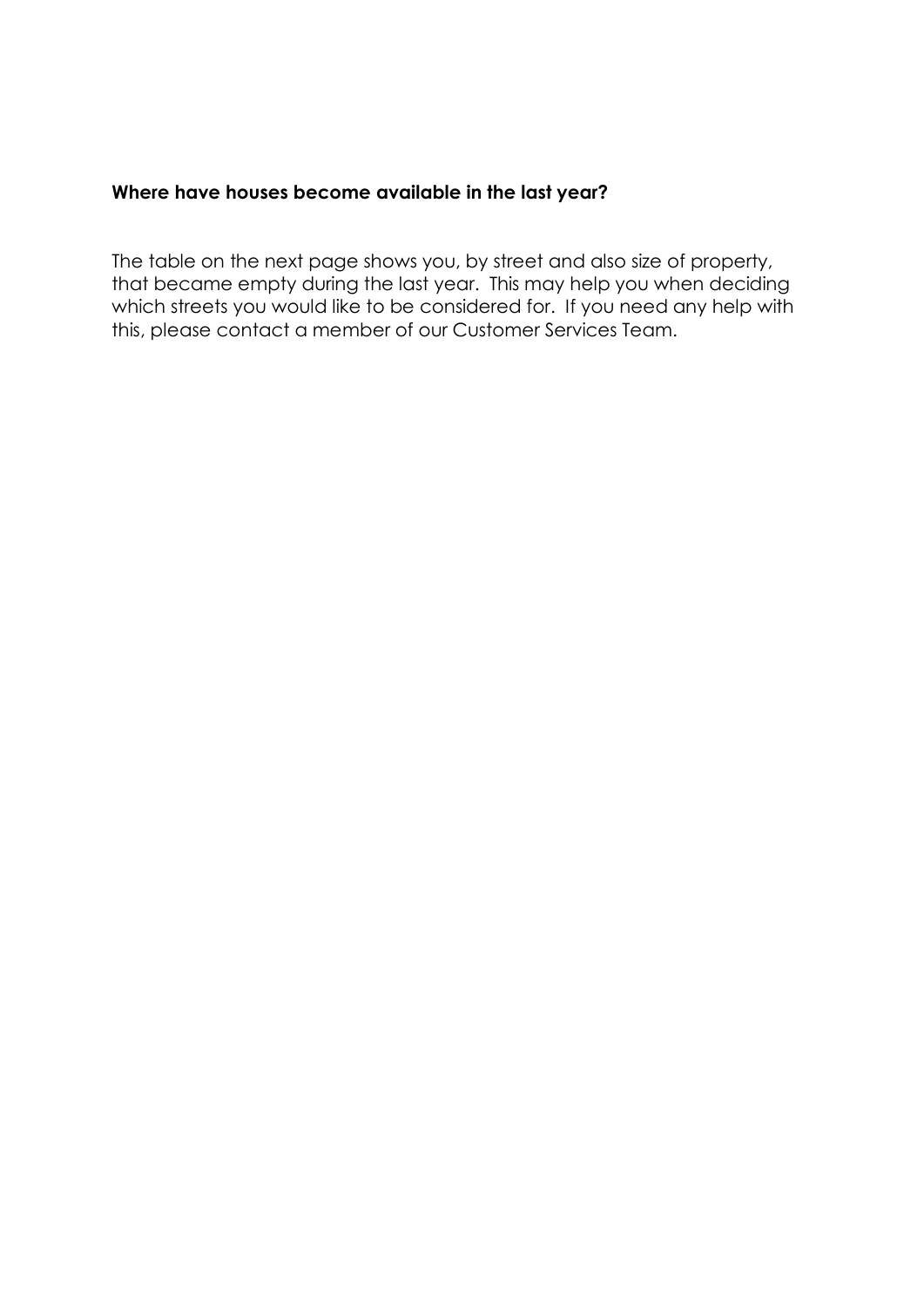**Where have houses become available in the last year?**

The table on the next page shows you, by street and also size of property, that became empty during the last year. This may help you when deciding which streets you would like to be considered for. If you need any help with this, please contact a member of our Customer Services Team.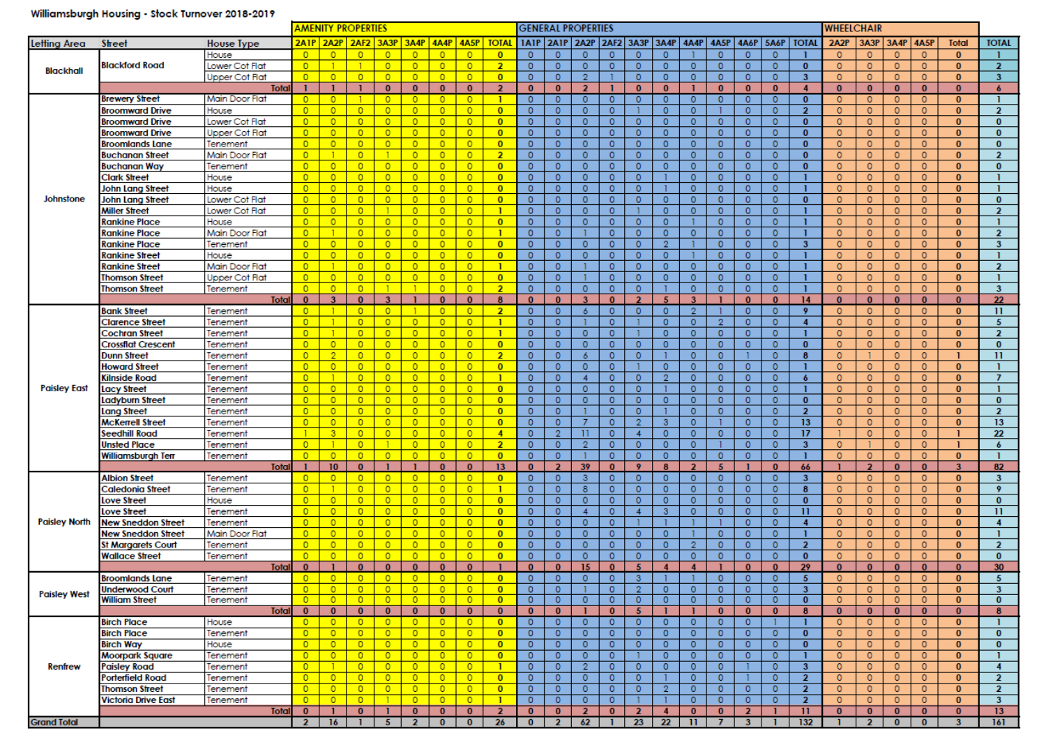# Williamsburgh Housing - Stock Turnover 2018-2019

| | | | AMENITY PROPERTIES | | | | | | | | GENERAL PROPERTIES | | | | | | | | | | | WHEELCHAIR | | | | | |
|---|---|---|---|---|---|---|---|---|---|---|---|---|---|---|---|---|---|---|---|---|---|---|---|---|---|---|---|
| Letting Area | Street | House Type | 2A1P | 2A2P | 2AF2 | 3A3P | 3A4P | 4A4P | 4A5P | TOTAL | 1A1P | 2A1P | 2A2P | 2AF2 | 3A3P | 3A4P | 4A4P | 4A5P | 4A6P | 5A6P | TOTAL | 2A2P | 3A3P | 3A4P | 4A5P | Total | TOTAL |
| Blackhall | Blackford Road | House | 0 | 0 | 0 | 0 | 0 | 0 | 0 | 0 | 0 | 0 | 0 | 0 | 0 | 0 | 1 | 0 | 0 | 0 | 1 | 0 | 0 | 0 | 0 | 0 | 1 |
| | | Lower Cot Flat | 0 | 1 | 1 | 0 | 0 | 0 | 0 | 2 | 0 | 0 | 0 | 0 | 0 | 0 | 0 | 0 | 0 | 0 | 0 | 0 | 0 | 0 | 0 | 0 | 2 |
| | | Upper Cot Flat | 0 | 0 | 0 | 0 | 0 | 0 | 0 | 0 | 0 | 0 | 2 | 1 | 0 | 0 | 0 | 0 | 0 | 0 | 3 | 0 | 0 | 0 | 0 | 0 | 3 |
| | | Total | 1 | 1 | 1 | 0 | 0 | 0 | 0 | 2 | 0 | 0 | 2 | 1 | 0 | 0 | 1 | 0 | 0 | 0 | 4 | 0 | 0 | 0 | 0 | 0 | 6 |
| Johnstone | Brewery Street | Main Door Flat | 0 | 0 | 1 | 0 | 0 | 0 | 0 | 1 | 0 | 0 | 0 | 0 | 0 | 0 | 0 | 0 | 0 | 0 | 0 | 0 | 0 | 0 | 0 | 0 | 1 |
| | Broomward Drive | House | 0 | 0 | 0 | 0 | 0 | 0 | 0 | 0 | 0 | 0 | 0 | 0 | 1 | 0 | 0 | 1 | 0 | 0 | 2 | 0 | 0 | 0 | 0 | 0 | 2 |
| | Broomward Drive | Lower Cot Flat | 0 | 0 | 0 | 0 | 0 | 0 | 0 | 0 | 0 | 0 | 0 | 0 | 0 | 0 | 0 | 0 | 0 | 0 | 0 | 0 | 0 | 0 | 0 | 0 | 0 |
| | Broomward Drive | Upper Cot Flat | 0 | 0 | 0 | 0 | 0 | 0 | 0 | 0 | 0 | 0 | 0 | 0 | 0 | 0 | 0 | 0 | 0 | 0 | 0 | 0 | 0 | 0 | 0 | 0 | 0 |
| | Broomlands Lane | Tenement | 0 | 0 | 0 | 0 | 0 | 0 | 0 | 0 | 0 | 0 | 0 | 0 | 0 | 0 | 0 | 0 | 0 | 0 | 0 | 0 | 0 | 0 | 0 | 0 | 0 |
| | Buchanan Street | Main Door Flat | 0 | 1 | 0 | 1 | 0 | 0 | 0 | 2 | 0 | 0 | 0 | 0 | 0 | 0 | 0 | 0 | 0 | 0 | 0 | 0 | 0 | 0 | 0 | 0 | 2 |
| | Buchanan Way | Tenement | 0 | 0 | 0 | 0 | 0 | 0 | 0 | 0 | 0 | 0 | 0 | 0 | 0 | 0 | 0 | 0 | 0 | 0 | 0 | 0 | 0 | 0 | 0 | 0 | 0 |
| | Clark Street | House | 0 | 0 | 0 | 0 | 0 | 0 | 0 | 0 | 0 | 0 | 0 | 0 | 0 | 1 | 0 | 0 | 0 | 0 | 1 | 0 | 0 | 0 | 0 | 0 | 1 |
| | John Lang Street | House | 0 | 0 | 0 | 0 | 0 | 0 | 0 | 0 | 0 | 0 | 0 | 0 | 0 | 1 | 0 | 0 | 0 | 0 | 1 | 0 | 0 | 0 | 0 | 0 | 1 |
| | John Lang Street | Lower Cot Flat | 0 | 0 | 0 | 0 | 0 | 0 | 0 | 0 | 0 | 0 | 0 | 0 | 0 | 0 | 0 | 0 | 0 | 0 | 0 | 0 | 0 | 0 | 0 | 0 | 0 |
| | Miller Street | Lower Cot Flat | 0 | 0 | 0 | 1 | 0 | 0 | 0 | 1 | 0 | 0 | 0 | 0 | 1 | 0 | 0 | 0 | 0 | 0 | 1 | 0 | 0 | 0 | 0 | 0 | 2 |
| | Rankine Place | House | 0 | 0 | 0 | 0 | 0 | 0 | 0 | 0 | 0 | 0 | 0 | 0 | 0 | 0 | 1 | 0 | 0 | 0 | 1 | 0 | 0 | 0 | 0 | 0 | 1 |
| | Rankine Place | Main Door Flat | 0 | 1 | 0 | 0 | 0 | 0 | 0 | 1 | 0 | 0 | 1 | 0 | 0 | 0 | 0 | 0 | 0 | 0 | 1 | 0 | 0 | 0 | 0 | 0 | 2 |
| | Rankine Place | Tenement | 0 | 0 | 0 | 0 | 0 | 0 | 0 | 0 | 0 | 0 | 0 | 0 | 0 | 2 | 1 | 0 | 0 | 0 | 3 | 0 | 0 | 0 | 0 | 0 | 3 |
| | Rankine Street | House | 0 | 0 | 0 | 0 | 0 | 0 | 0 | 0 | 0 | 0 | 0 | 0 | 0 | 0 | 1 | 0 | 0 | 0 | 1 | 0 | 0 | 0 | 0 | 0 | 1 |
| | Rankine Street | Main Door Flat | 0 | 1 | 0 | 0 | 0 | 0 | 0 | 1 | 0 | 0 | 1 | 0 | 0 | 0 | 0 | 0 | 0 | 0 | 1 | 0 | 0 | 0 | 0 | 0 | 2 |
| | Thomson Street | Upper Cot Flat | 0 | 0 | 0 | 0 | 0 | 0 | 0 | 0 | 0 | 0 | 1 | 0 | 0 | 0 | 0 | 0 | 0 | 0 | 1 | 0 | 0 | 0 | 0 | 0 | 1 |
| | Thomson Street | Tenement | 0 | 0 | 0 | 1 | 1 | 0 | 0 | 2 | 0 | 0 | 0 | 0 | 0 | 1 | 0 | 0 | 0 | 0 | 1 | 0 | 0 | 0 | 0 | 0 | 3 |
| | | Total | 0 | 3 | 0 | 3 | 1 | 0 | 0 | 8 | 0 | 0 | 3 | 0 | 2 | 5 | 3 | 1 | 0 | 0 | 14 | 0 | 0 | 0 | 0 | 0 | 22 |
| Paisley East | Bank Street | Tenement | 0 | 1 | 0 | 0 | 1 | 0 | 0 | 2 | 0 | 0 | 6 | 0 | 0 | 0 | 2 | 1 | 0 | 0 | 9 | 0 | 0 | 0 | 0 | 0 | 11 |
| | Clarence Street | Tenement | 0 | 1 | 0 | 0 | 0 | 0 | 0 | 1 | 0 | 0 | 1 | 0 | 1 | 0 | 0 | 2 | 0 | 0 | 4 | 0 | 0 | 0 | 0 | 0 | 5 |
| | Cochran Street | Tenement | 0 | 1 | 0 | 0 | 0 | 0 | 0 | 1 | 0 | 0 | 0 | 0 | 1 | 0 | 0 | 0 | 0 | 0 | 1 | 0 | 0 | 0 | 0 | 0 | 2 |
| | Crossflat Crescent | Tenement | 0 | 0 | 0 | 0 | 0 | 0 | 0 | 0 | 0 | 0 | 0 | 0 | 0 | 0 | 0 | 0 | 0 | 0 | 0 | 0 | 0 | 0 | 0 | 0 | 0 |
| | Dunn Street | Tenement | 0 | 2 | 0 | 0 | 0 | 0 | 0 | 2 | 0 | 0 | 6 | 0 | 0 | 1 | 0 | 0 | 1 | 0 | 8 | 0 | 1 | 0 | 0 | 1 | 11 |
| | Howard Street | Tenement | 0 | 0 | 0 | 0 | 0 | 0 | 0 | 0 | 0 | 0 | 0 | 0 | 1 | 0 | 0 | 0 | 0 | 0 | 1 | 0 | 0 | 0 | 0 | 0 | 1 |
| | Kilnside Road | Tenement | 0 | 1 | 0 | 0 | 0 | 0 | 0 | 1 | 0 | 0 | 4 | 0 | 0 | 2 | 0 | 0 | 0 | 0 | 6 | 0 | 0 | 0 | 0 | 0 | 7 |
| | Lacy Street | Tenement | 0 | 0 | 0 | 0 | 0 | 0 | 0 | 0 | 0 | 0 | 0 | 0 | 0 | 1 | 0 | 0 | 0 | 0 | 1 | 0 | 0 | 0 | 0 | 0 | 1 |
| | Ladyburn Street | Tenement | 0 | 0 | 0 | 0 | 0 | 0 | 0 | 0 | 0 | 0 | 0 | 0 | 0 | 0 | 0 | 0 | 0 | 0 | 0 | 0 | 0 | 0 | 0 | 0 | 0 |
| | Lang Street | Tenement | 0 | 0 | 0 | 0 | 0 | 0 | 0 | 0 | 0 | 0 | 1 | 0 | 0 | 1 | 0 | 0 | 0 | 0 | 2 | 0 | 0 | 0 | 0 | 0 | 2 |
| | McKerrell Street | Tenement | 0 | 0 | 0 | 0 | 0 | 0 | 0 | 0 | 0 | 0 | 7 | 0 | 2 | 3 | 0 | 1 | 0 | 0 | 13 | 0 | 0 | 0 | 0 | 0 | 13 |
| | Seedhill Road | Tenement | 1 | 3 | 0 | 0 | 0 | 0 | 0 | 4 | 0 | 2 | 11 | 0 | 4 | 0 | 0 | 0 | 0 | 0 | 17 | 1 | 0 | 0 | 0 | 1 | 22 |
| | Unsted Place | Tenement | 0 | 1 | 0 | 1 | 0 | 0 | 0 | 2 | 0 | 0 | 2 | 0 | 0 | 0 | 0 | 1 | 0 | 0 | 3 | 0 | 1 | 0 | 0 | 1 | 6 |
| | Williamsburgh Terr | Tenement | 0 | 0 | 0 | 0 | 0 | 0 | 0 | 0 | 0 | 0 | 1 | 0 | 0 | 0 | 0 | 0 | 0 | 0 | 1 | 0 | 0 | 0 | 0 | 0 | 1 |
| | | Total | 1 | 10 | 0 | 1 | 1 | 0 | 0 | 13 | 0 | 2 | 39 | 0 | 9 | 8 | 2 | 5 | 1 | 0 | 66 | 1 | 2 | 0 | 0 | 3 | 82 |
| Paisley North | Albion Street | Tenement | 0 | 0 | 0 | 0 | 0 | 0 | 0 | 0 | 0 | 0 | 3 | 0 | 0 | 0 | 0 | 0 | 0 | 0 | 3 | 0 | 0 | 0 | 0 | 0 | 3 |
| | Caledonia Street | Tenement | 0 | 1 | 0 | 0 | 0 | 0 | 0 | 1 | 0 | 0 | 8 | 0 | 0 | 0 | 0 | 0 | 0 | 0 | 8 | 0 | 0 | 0 | 0 | 0 | 9 |
| | Love Street | House | 0 | 0 | 0 | 0 | 0 | 0 | 0 | 0 | 0 | 0 | 0 | 0 | 0 | 0 | 0 | 0 | 0 | 0 | 0 | 0 | 0 | 0 | 0 | 0 | 0 |
| | Love Street | Tenement | 0 | 0 | 0 | 0 | 0 | 0 | 0 | 0 | 0 | 0 | 4 | 0 | 4 | 3 | 0 | 0 | 0 | 0 | 11 | 0 | 0 | 0 | 0 | 0 | 11 |
| | New Sneddon Street | Tenement | 0 | 0 | 0 | 0 | 0 | 0 | 0 | 0 | 0 | 0 | 0 | 0 | 1 | 1 | 1 | 1 | 0 | 0 | 4 | 0 | 0 | 0 | 0 | 0 | 4 |
| | New Sneddon Street | Main Door Flat | 0 | 0 | 0 | 0 | 0 | 0 | 0 | 0 | 0 | 0 | 0 | 0 | 0 | 0 | 1 | 0 | 0 | 0 | 1 | 0 | 0 | 0 | 0 | 0 | 1 |
| | St Margarets Court | Tenement | 0 | 0 | 0 | 0 | 0 | 0 | 0 | 0 | 0 | 0 | 0 | 0 | 0 | 0 | 2 | 0 | 0 | 0 | 2 | 0 | 0 | 0 | 0 | 0 | 2 |
| | Wallace Street | Tenement | 0 | 0 | 0 | 0 | 0 | 0 | 0 | 0 | 0 | 0 | 0 | 0 | 0 | 0 | 0 | 0 | 0 | 0 | 0 | 0 | 0 | 0 | 0 | 0 | 0 |
| | | Total | 0 | 1 | 0 | 0 | 0 | 0 | 0 | 1 | 0 | 0 | 15 | 0 | 5 | 4 | 4 | 1 | 0 | 0 | 29 | 0 | 0 | 0 | 0 | 0 | 30 |
| Paisley West | Broomlands Lane | Tenement | 0 | 0 | 0 | 0 | 0 | 0 | 0 | 0 | 0 | 0 | 0 | 0 | 3 | 1 | 1 | 0 | 0 | 0 | 5 | 0 | 0 | 0 | 0 | 0 | 5 |
| | Underwood Court | Tenement | 0 | 0 | 0 | 0 | 0 | 0 | 0 | 0 | 0 | 0 | 1 | 0 | 2 | 0 | 0 | 0 | 0 | 0 | 3 | 0 | 0 | 0 | 0 | 0 | 3 |
| | William Street | Tenement | 0 | 0 | 0 | 0 | 0 | 0 | 0 | 0 | 0 | 0 | 0 | 0 | 0 | 0 | 0 | 0 | 0 | 0 | 0 | 0 | 0 | 0 | 0 | 0 | 0 |
| | | Total | 0 | 0 | 0 | 0 | 0 | 0 | 0 | 0 | 0 | 0 | 1 | 0 | 5 | 1 | 1 | 0 | 0 | 0 | 8 | 0 | 0 | 0 | 0 | 0 | 8 |
| Renfrew | Birch Place | House | 0 | 0 | 0 | 0 | 0 | 0 | 0 | 0 | 0 | 0 | 0 | 0 | 0 | 0 | 0 | 0 | 0 | 1 | 1 | 0 | 0 | 0 | 0 | 0 | 1 |
| | Birch Place | Tenement | 0 | 0 | 0 | 0 | 0 | 0 | 0 | 0 | 0 | 0 | 0 | 0 | 0 | 0 | 0 | 0 | 0 | 0 | 0 | 0 | 0 | 0 | 0 | 0 | 0 |
| | Birch Way | House | 0 | 0 | 0 | 0 | 0 | 0 | 0 | 0 | 0 | 0 | 0 | 0 | 0 | 0 | 0 | 0 | 0 | 0 | 0 | 0 | 0 | 0 | 0 | 0 | 0 |
| | Moorpark Square | Tenement | 0 | 0 | 0 | 0 | 0 | 0 | 0 | 0 | 0 | 0 | 0 | 0 | 1 | 0 | 0 | 0 | 0 | 0 | 1 | 0 | 0 | 0 | 0 | 0 | 1 |
| | Paisley Road | Tenement | 0 | 1 | 0 | 0 | 0 | 0 | 0 | 1 | 0 | 0 | 2 | 0 | 0 | 0 | 0 | 0 | 1 | 0 | 3 | 0 | 0 | 0 | 0 | 0 | 4 |
| | Porterfield Road | Tenement | 0 | 0 | 0 | 0 | 0 | 0 | 0 | 0 | 0 | 0 | 0 | 0 | 0 | 1 | 0 | 0 | 1 | 0 | 2 | 0 | 0 | 0 | 0 | 0 | 2 |
| | Thomson Street | Tenement | 0 | 0 | 0 | 0 | 0 | 0 | 0 | 0 | 0 | 0 | 0 | 0 | 0 | 2 | 0 | 0 | 0 | 0 | 2 | 0 | 0 | 0 | 0 | 0 | 2 |
| | Victoria Drive East | Tenement | 0 | 0 | 0 | 1 | 0 | 0 | 0 | 1 | 0 | 0 | 0 | 0 | 1 | 1 | 0 | 0 | 0 | 0 | 2 | 0 | 0 | 0 | 0 | 0 | 3 |
| | | Total | 0 | 1 | 0 | 1 | 0 | 0 | 0 | 2 | 0 | 0 | 2 | 0 | 2 | 4 | 0 | 0 | 2 | 1 | 11 | 0 | 0 | 0 | 0 | 0 | 13 |
| Grand Total | | | 2 | 16 | 1 | 5 | 2 | 0 | 0 | 26 | 0 | 2 | 62 | 1 | 23 | 22 | 11 | 7 | 3 | 1 | 132 | 1 | 2 | 0 | 0 | 3 | 161 |